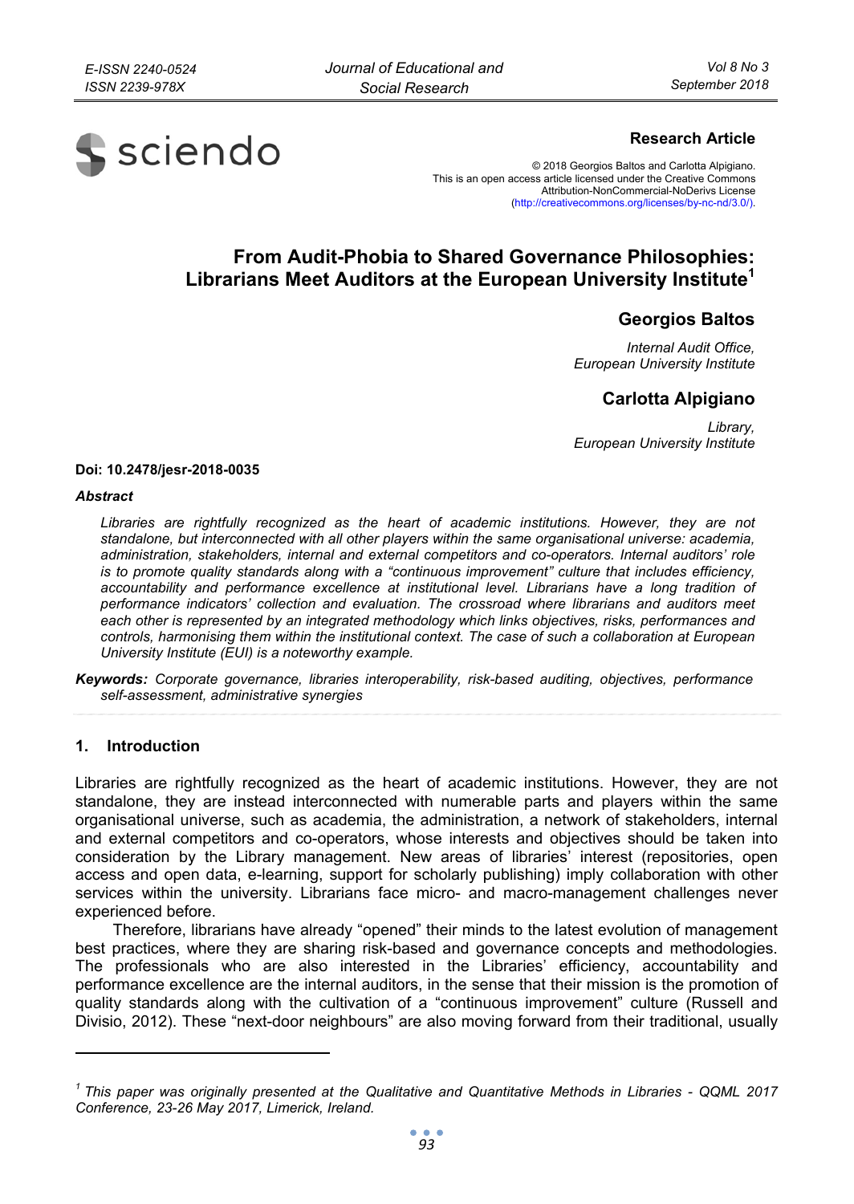**Research Article**

© 2018 Georgios Baltos and Carlotta Alpigiano.
This is an open access article licensed under the Creative Commons Attribution-NonCommercial-NoDerivs License (http://creativecommons.org/licenses/by-nc-nd/3.0/).

# From Audit-Phobia to Shared Governance Philosophies: Librarians Meet Auditors at the European University Institute[1]

## Georgios Baltos

*Internal Audit Office,*
*European University Institute*

## Carlotta Alpigiano

*Library,*
*European University Institute*

**Doi: 10.2478/jesr-2018-0035**

***Abstract***

*Libraries are rightfully recognized as the heart of academic institutions. However, they are not standalone, but interconnected with all other players within the same organisational universe: academia, administration, stakeholders, internal and external competitors and co-operators. Internal auditors' role is to promote quality standards along with a "continuous improvement" culture that includes efficiency, accountability and performance excellence at institutional level. Librarians have a long tradition of performance indicators' collection and evaluation. The crossroad where librarians and auditors meet each other is represented by an integrated methodology which links objectives, risks, performances and controls, harmonising them within the institutional context. The case of such a collaboration at European University Institute (EUI) is a noteworthy example.*

***Keywords:*** *Corporate governance, libraries interoperability, risk-based auditing, objectives, performance self-assessment, administrative synergies*

## 1. Introduction

Libraries are rightfully recognized as the heart of academic institutions. However, they are not standalone, they are instead interconnected with numerable parts and players within the same organisational universe, such as academia, the administration, a network of stakeholders, internal and external competitors and co-operators, whose interests and objectives should be taken into consideration by the Library management. New areas of libraries' interest (repositories, open access and open data, e-learning, support for scholarly publishing) imply collaboration with other services within the university. Librarians face micro- and macro-management challenges never experienced before.

Therefore, librarians have already "opened" their minds to the latest evolution of management best practices, where they are sharing risk-based and governance concepts and methodologies. The professionals who are also interested in the Libraries' efficiency, accountability and performance excellence are the internal auditors, in the sense that their mission is the promotion of quality standards along with the cultivation of a "continuous improvement" culture (Russell and Divisio, 2012). These "next-door neighbours" are also moving forward from their traditional, usually

---

[1] *This paper was originally presented at the Qualitative and Quantitative Methods in Libraries - QQML 2017 Conference, 23-26 May 2017, Limerick, Ireland.*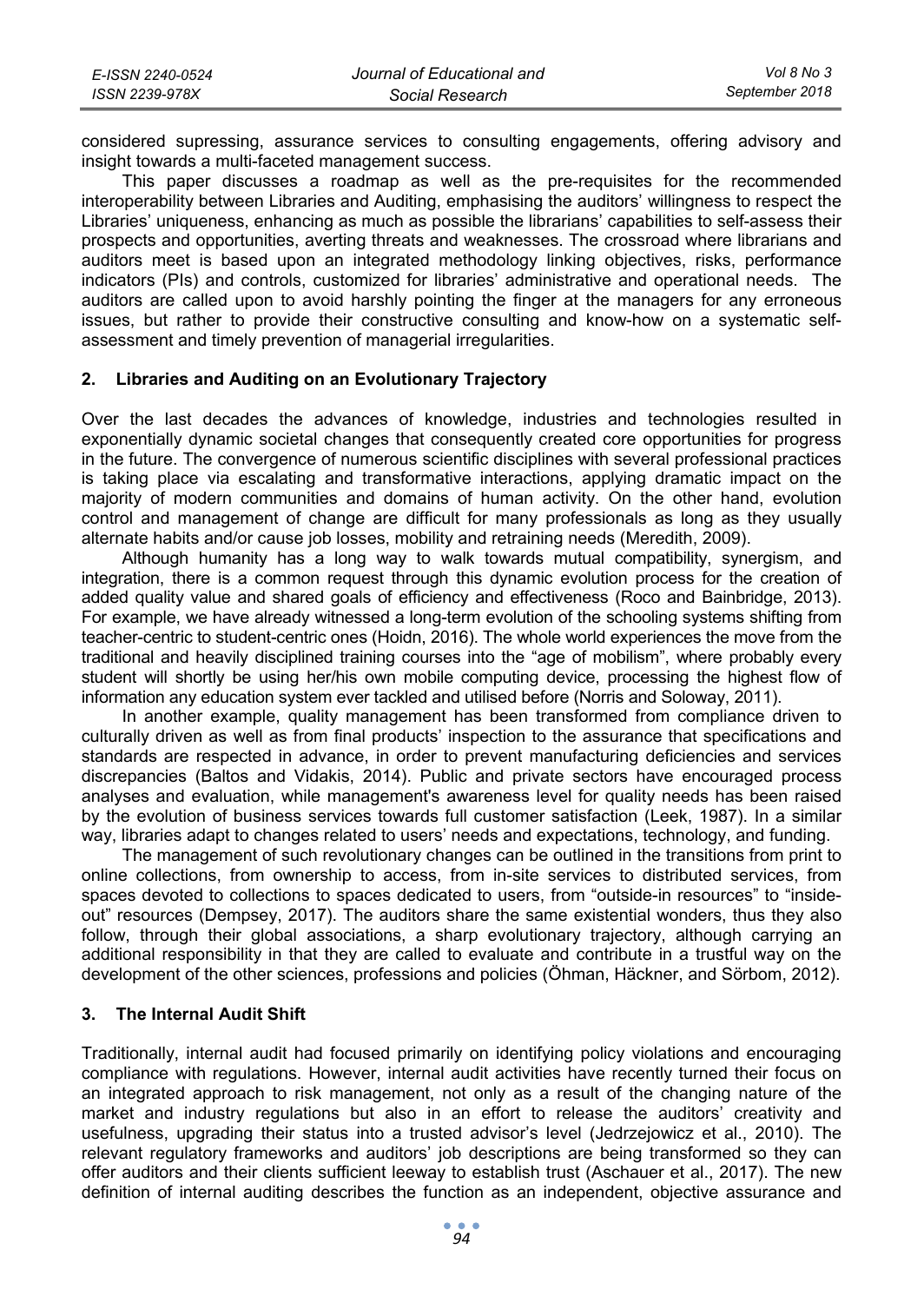considered supressing, assurance services to consulting engagements, offering advisory and insight towards a multi-faceted management success.

This paper discusses a roadmap as well as the pre-requisites for the recommended interoperability between Libraries and Auditing, emphasising the auditors' willingness to respect the Libraries' uniqueness, enhancing as much as possible the librarians' capabilities to self-assess their prospects and opportunities, averting threats and weaknesses. The crossroad where librarians and auditors meet is based upon an integrated methodology linking objectives, risks, performance indicators (PIs) and controls, customized for libraries' administrative and operational needs. The auditors are called upon to avoid harshly pointing the finger at the managers for any erroneous issues, but rather to provide their constructive consulting and know-how on a systematic self-assessment and timely prevention of managerial irregularities.

## 2. Libraries and Auditing on an Evolutionary Trajectory

Over the last decades the advances of knowledge, industries and technologies resulted in exponentially dynamic societal changes that consequently created core opportunities for progress in the future. The convergence of numerous scientific disciplines with several professional practices is taking place via escalating and transformative interactions, applying dramatic impact on the majority of modern communities and domains of human activity. On the other hand, evolution control and management of change are difficult for many professionals as long as they usually alternate habits and/or cause job losses, mobility and retraining needs (Meredith, 2009).

Although humanity has a long way to walk towards mutual compatibility, synergism, and integration, there is a common request through this dynamic evolution process for the creation of added quality value and shared goals of efficiency and effectiveness (Roco and Bainbridge, 2013). For example, we have already witnessed a long-term evolution of the schooling systems shifting from teacher-centric to student-centric ones (Hoidn, 2016). The whole world experiences the move from the traditional and heavily disciplined training courses into the "age of mobilism", where probably every student will shortly be using her/his own mobile computing device, processing the highest flow of information any education system ever tackled and utilised before (Norris and Soloway, 2011).

In another example, quality management has been transformed from compliance driven to culturally driven as well as from final products' inspection to the assurance that specifications and standards are respected in advance, in order to prevent manufacturing deficiencies and services discrepancies (Baltos and Vidakis, 2014). Public and private sectors have encouraged process analyses and evaluation, while management's awareness level for quality needs has been raised by the evolution of business services towards full customer satisfaction (Leek, 1987). In a similar way, libraries adapt to changes related to users' needs and expectations, technology, and funding.

The management of such revolutionary changes can be outlined in the transitions from print to online collections, from ownership to access, from in-site services to distributed services, from spaces devoted to collections to spaces dedicated to users, from "outside-in resources" to "inside-out" resources (Dempsey, 2017). The auditors share the same existential wonders, thus they also follow, through their global associations, a sharp evolutionary trajectory, although carrying an additional responsibility in that they are called to evaluate and contribute in a trustful way on the development of the other sciences, professions and policies (Öhman, Häckner, and Sörbom, 2012).

## 3. The Internal Audit Shift

Traditionally, internal audit had focused primarily on identifying policy violations and encouraging compliance with regulations. However, internal audit activities have recently turned their focus on an integrated approach to risk management, not only as a result of the changing nature of the market and industry regulations but also in an effort to release the auditors' creativity and usefulness, upgrading their status into a trusted advisor's level (Jedrzejowicz et al., 2010). The relevant regulatory frameworks and auditors' job descriptions are being transformed so they can offer auditors and their clients sufficient leeway to establish trust (Aschauer et al., 2017). The new definition of internal auditing describes the function as an independent, objective assurance and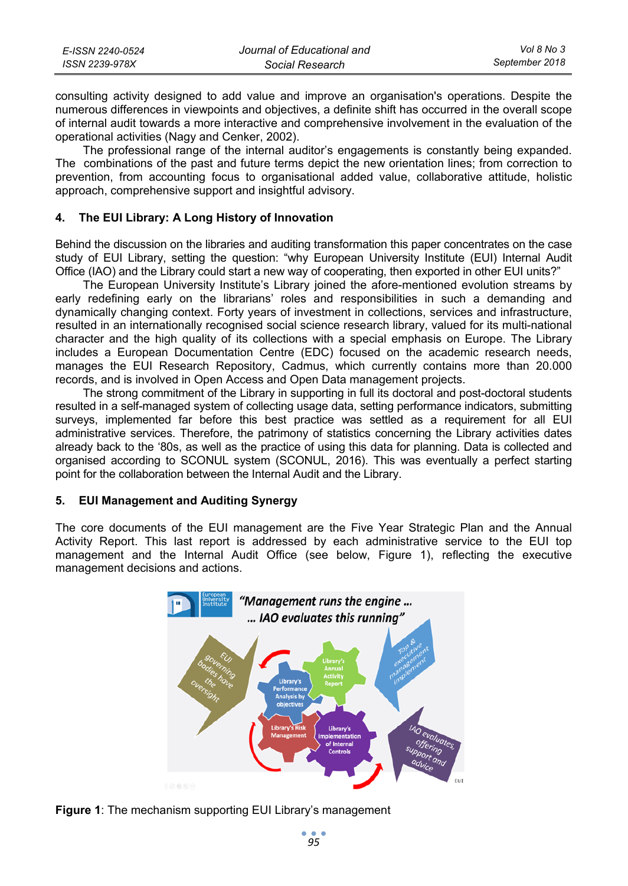consulting activity designed to add value and improve an organisation's operations. Despite the numerous differences in viewpoints and objectives, a definite shift has occurred in the overall scope of internal audit towards a more interactive and comprehensive involvement in the evaluation of the operational activities (Nagy and Cenker, 2002).

The professional range of the internal auditor's engagements is constantly being expanded. The combinations of the past and future terms depict the new orientation lines; from correction to prevention, from accounting focus to organisational added value, collaborative attitude, holistic approach, comprehensive support and insightful advisory.

## 4. The EUI Library: A Long History of Innovation

Behind the discussion on the libraries and auditing transformation this paper concentrates on the case study of EUI Library, setting the question: "why European University Institute (EUI) Internal Audit Office (IAO) and the Library could start a new way of cooperating, then exported in other EUI units?"

The European University Institute's Library joined the afore-mentioned evolution streams by early redefining early on the librarians' roles and responsibilities in such a demanding and dynamically changing context. Forty years of investment in collections, services and infrastructure, resulted in an internationally recognised social science research library, valued for its multi-national character and the high quality of its collections with a special emphasis on Europe. The Library includes a European Documentation Centre (EDC) focused on the academic research needs, manages the EUI Research Repository, Cadmus, which currently contains more than 20.000 records, and is involved in Open Access and Open Data management projects.

The strong commitment of the Library in supporting in full its doctoral and post-doctoral students resulted in a self-managed system of collecting usage data, setting performance indicators, submitting surveys, implemented far before this best practice was settled as a requirement for all EUI administrative services. Therefore, the patrimony of statistics concerning the Library activities dates already back to the '80s, as well as the practice of using this data for planning. Data is collected and organised according to SCONUL system (SCONUL, 2016). This was eventually a perfect starting point for the collaboration between the Internal Audit and the Library.

## 5. EUI Management and Auditing Synergy

The core documents of the EUI management are the Five Year Strategic Plan and the Annual Activity Report. This last report is addressed by each administrative service to the EUI top management and the Internal Audit Office (see below, Figure 1), reflecting the executive management decisions and actions.

**Figure 1**: The mechanism supporting EUI Library's management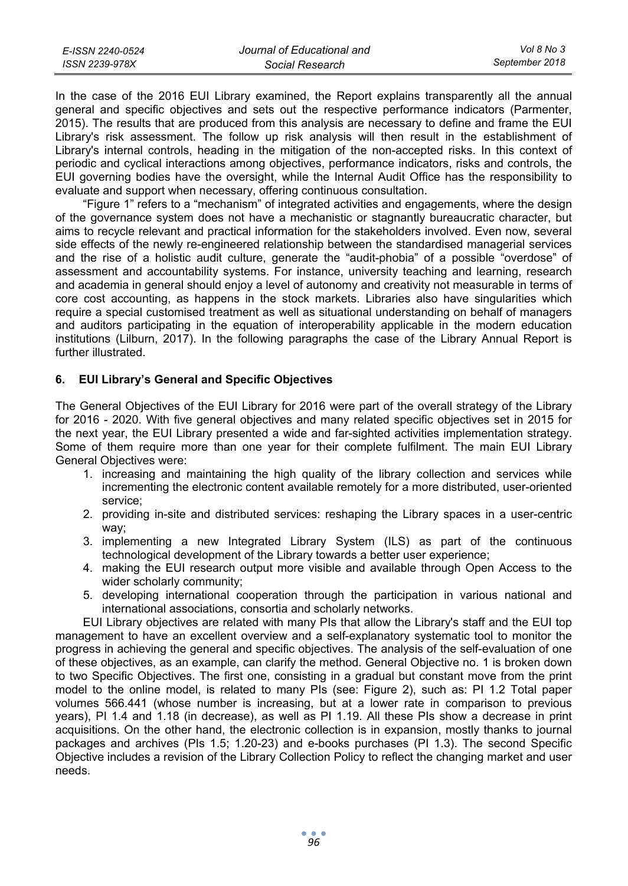In the case of the 2016 EUI Library examined, the Report explains transparently all the annual general and specific objectives and sets out the respective performance indicators (Parmenter, 2015). The results that are produced from this analysis are necessary to define and frame the EUI Library's risk assessment. The follow up risk analysis will then result in the establishment of Library's internal controls, heading in the mitigation of the non-accepted risks. In this context of periodic and cyclical interactions among objectives, performance indicators, risks and controls, the EUI governing bodies have the oversight, while the Internal Audit Office has the responsibility to evaluate and support when necessary, offering continuous consultation.

"Figure 1" refers to a "mechanism" of integrated activities and engagements, where the design of the governance system does not have a mechanistic or stagnantly bureaucratic character, but aims to recycle relevant and practical information for the stakeholders involved. Even now, several side effects of the newly re-engineered relationship between the standardised managerial services and the rise of a holistic audit culture, generate the "audit-phobia" of a possible "overdose" of assessment and accountability systems. For instance, university teaching and learning, research and academia in general should enjoy a level of autonomy and creativity not measurable in terms of core cost accounting, as happens in the stock markets. Libraries also have singularities which require a special customised treatment as well as situational understanding on behalf of managers and auditors participating in the equation of interoperability applicable in the modern education institutions (Lilburn, 2017). In the following paragraphs the case of the Library Annual Report is further illustrated.

## 6. EUI Library's General and Specific Objectives

The General Objectives of the EUI Library for 2016 were part of the overall strategy of the Library for 2016 - 2020. With five general objectives and many related specific objectives set in 2015 for the next year, the EUI Library presented a wide and far-sighted activities implementation strategy. Some of them require more than one year for their complete fulfilment. The main EUI Library General Objectives were:

1. increasing and maintaining the high quality of the library collection and services while incrementing the electronic content available remotely for a more distributed, user-oriented service;
2. providing in-site and distributed services: reshaping the Library spaces in a user-centric way;
3. implementing a new Integrated Library System (ILS) as part of the continuous technological development of the Library towards a better user experience;
4. making the EUI research output more visible and available through Open Access to the wider scholarly community;
5. developing international cooperation through the participation in various national and international associations, consortia and scholarly networks.

EUI Library objectives are related with many PIs that allow the Library's staff and the EUI top management to have an excellent overview and a self-explanatory systematic tool to monitor the progress in achieving the general and specific objectives. The analysis of the self-evaluation of one of these objectives, as an example, can clarify the method. General Objective no. 1 is broken down to two Specific Objectives. The first one, consisting in a gradual but constant move from the print model to the online model, is related to many PIs (see: Figure 2), such as: PI 1.2 Total paper volumes 566.441 (whose number is increasing, but at a lower rate in comparison to previous years), PI 1.4 and 1.18 (in decrease), as well as PI 1.19. All these PIs show a decrease in print acquisitions. On the other hand, the electronic collection is in expansion, mostly thanks to journal packages and archives (PIs 1.5; 1.20-23) and e-books purchases (PI 1.3). The second Specific Objective includes a revision of the Library Collection Policy to reflect the changing market and user needs.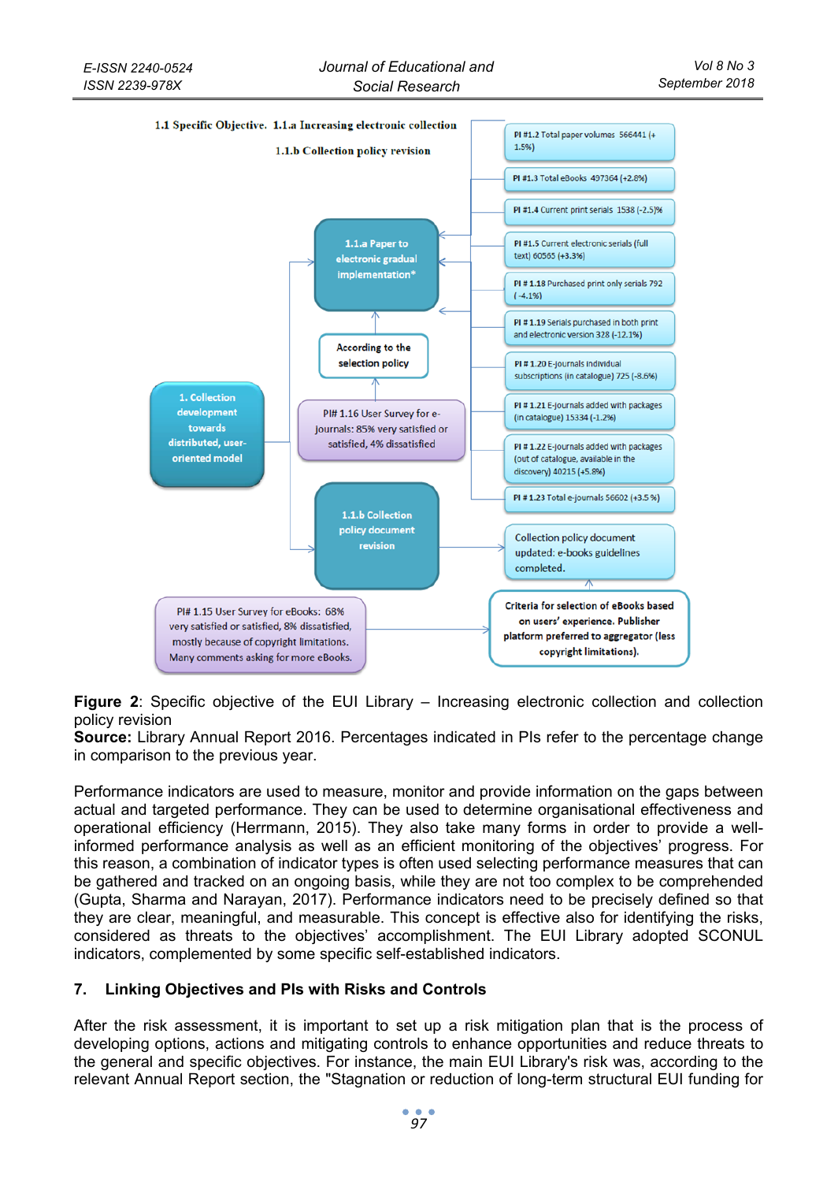1.1 Specific Objective. 1.1.a Increasing electronic collection

1.1.b Collection policy revision

- 1. Collection development towards distributed, user-oriented model
- 1.1.a Paper to electronic gradual implementation*
- According to the selection policy
- PI# 1.16 User Survey for e-journals: 85% very satisfied or satisfied, 4% dissatisfied
- 1.1.b Collection policy document revision
- PI# 1.15 User Survey for eBooks: 68% very satisfied or satisfied, 8% dissatisfied, mostly because of copyright limitations. Many comments asking for more eBooks.
- PI #1.2 Total paper volumes 566441 (+1.5%)
- PI #1.3 Total eBooks 497364 (+2.8%)
- PI #1.4 Current print serials 1538 (-2.5)%
- PI #1.5 Current electronic serials (full text) 60565 (+3.3%)
- PI # 1.18 Purchased print only serials 792 (-4.1%)
- PI # 1.19 Serials purchased in both print and electronic version 328 (-12.1%)
- PI # 1.20 E-journals individual subscriptions (in catalogue) 725 (-8.6%)
- PI # 1.21 E-journals added with packages (in catalogue) 15334 (-1.2%)
- PI # 1.22 E-journals added with packages (out of catalogue, available in the discovery) 40215 (+5.8%)
- PI # 1.23 Total e-journals 56602 (+3.5 %)
- Collection policy document updated: e-books guidelines completed.
- Criteria for selection of eBooks based on users' experience. Publisher platform preferred to aggregator (less copyright limitations).

**Figure 2**: Specific objective of the EUI Library – Increasing electronic collection and collection policy revision
**Source:** Library Annual Report 2016. Percentages indicated in PIs refer to the percentage change in comparison to the previous year.

Performance indicators are used to measure, monitor and provide information on the gaps between actual and targeted performance. They can be used to determine organisational effectiveness and operational efficiency (Herrmann, 2015). They also take many forms in order to provide a well-informed performance analysis as well as an efficient monitoring of the objectives' progress. For this reason, a combination of indicator types is often used selecting performance measures that can be gathered and tracked on an ongoing basis, while they are not too complex to be comprehended (Gupta, Sharma and Narayan, 2017). Performance indicators need to be precisely defined so that they are clear, meaningful, and measurable. This concept is effective also for identifying the risks, considered as threats to the objectives' accomplishment. The EUI Library adopted SCONUL indicators, complemented by some specific self-established indicators.

## 7. Linking Objectives and PIs with Risks and Controls

After the risk assessment, it is important to set up a risk mitigation plan that is the process of developing options, actions and mitigating controls to enhance opportunities and reduce threats to the general and specific objectives. For instance, the main EUI Library's risk was, according to the relevant Annual Report section, the "Stagnation or reduction of long-term structural EUI funding for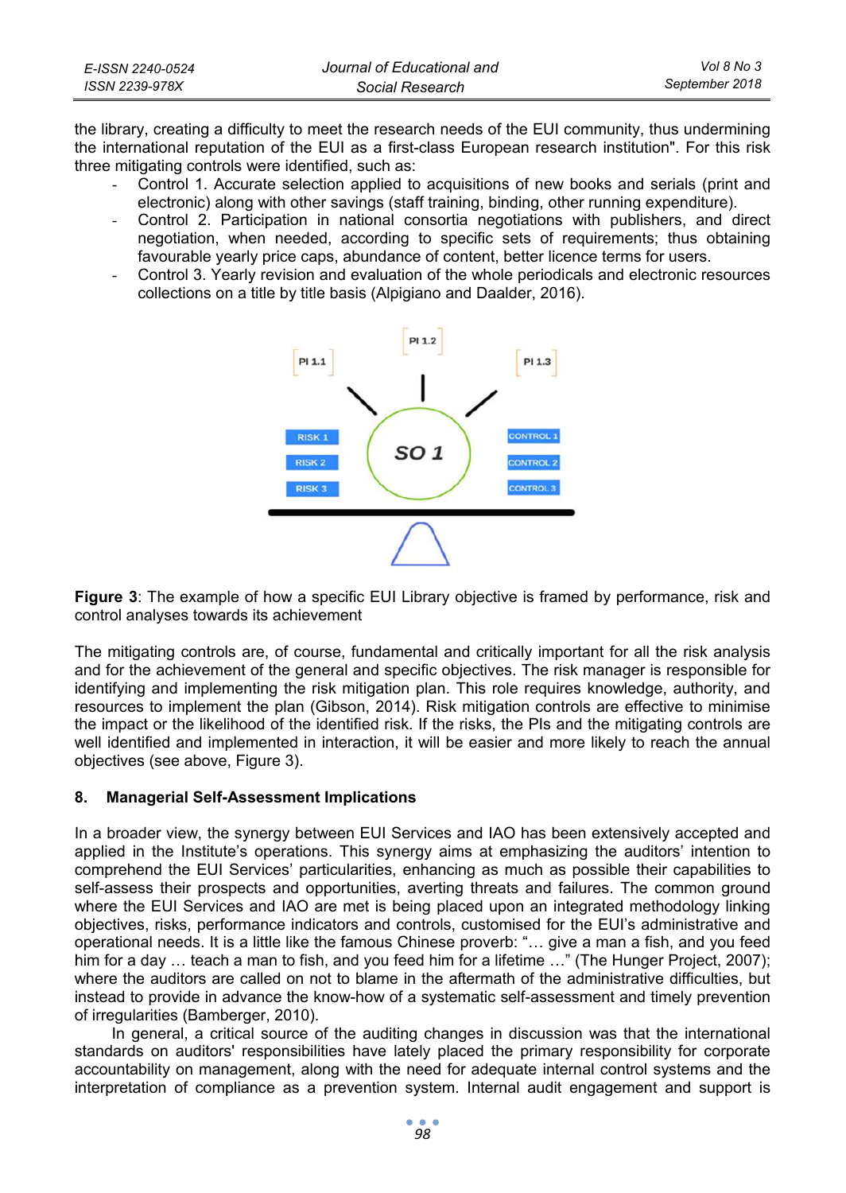the library, creating a difficulty to meet the research needs of the EUI community, thus undermining the international reputation of the EUI as a first-class European research institution". For this risk three mitigating controls were identified, such as:

- Control 1. Accurate selection applied to acquisitions of new books and serials (print and electronic) along with other savings (staff training, binding, other running expenditure).
- Control 2. Participation in national consortia negotiations with publishers, and direct negotiation, when needed, according to specific sets of requirements; thus obtaining favourable yearly price caps, abundance of content, better licence terms for users.
- Control 3. Yearly revision and evaluation of the whole periodicals and electronic resources collections on a title by title basis (Alpigiano and Daalder, 2016).

**Figure 3**: The example of how a specific EUI Library objective is framed by performance, risk and control analyses towards its achievement

The mitigating controls are, of course, fundamental and critically important for all the risk analysis and for the achievement of the general and specific objectives. The risk manager is responsible for identifying and implementing the risk mitigation plan. This role requires knowledge, authority, and resources to implement the plan (Gibson, 2014). Risk mitigation controls are effective to minimise the impact or the likelihood of the identified risk. If the risks, the PIs and the mitigating controls are well identified and implemented in interaction, it will be easier and more likely to reach the annual objectives (see above, Figure 3).

## 8. Managerial Self-Assessment Implications

In a broader view, the synergy between EUI Services and IAO has been extensively accepted and applied in the Institute's operations. This synergy aims at emphasizing the auditors' intention to comprehend the EUI Services' particularities, enhancing as much as possible their capabilities to self-assess their prospects and opportunities, averting threats and failures. The common ground where the EUI Services and IAO are met is being placed upon an integrated methodology linking objectives, risks, performance indicators and controls, customised for the EUI's administrative and operational needs. It is a little like the famous Chinese proverb: "… give a man a fish, and you feed him for a day … teach a man to fish, and you feed him for a lifetime …" (The Hunger Project, 2007); where the auditors are called on not to blame in the aftermath of the administrative difficulties, but instead to provide in advance the know-how of a systematic self-assessment and timely prevention of irregularities (Bamberger, 2010).

In general, a critical source of the auditing changes in discussion was that the international standards on auditors' responsibilities have lately placed the primary responsibility for corporate accountability on management, along with the need for adequate internal control systems and the interpretation of compliance as a prevention system. Internal audit engagement and support is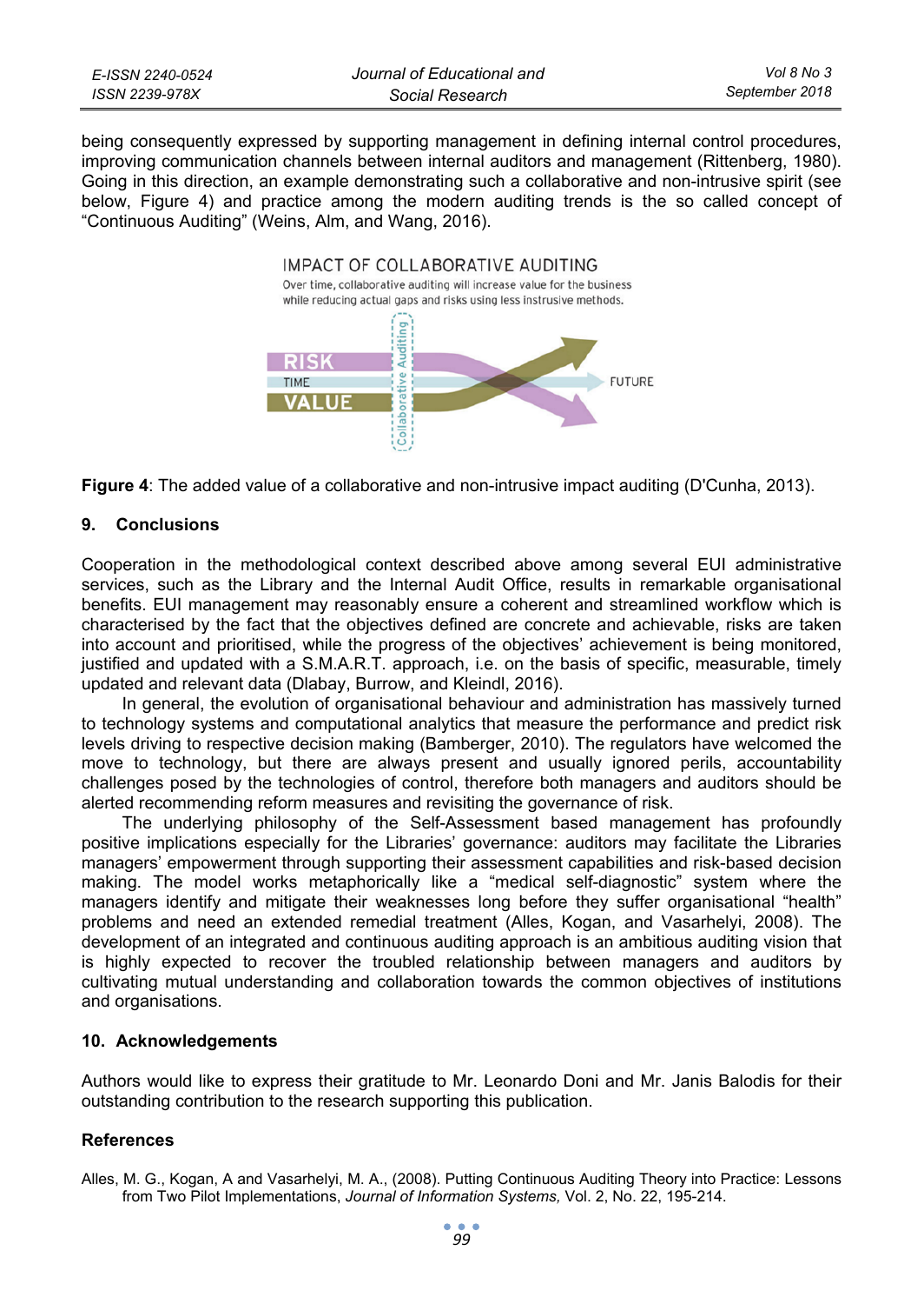being consequently expressed by supporting management in defining internal control procedures, improving communication channels between internal auditors and management (Rittenberg, 1980). Going in this direction, an example demonstrating such a collaborative and non-intrusive spirit (see below, Figure 4) and practice among the modern auditing trends is the so called concept of "Continuous Auditing" (Weins, Alm, and Wang, 2016).

**Figure 4**: The added value of a collaborative and non-intrusive impact auditing (D'Cunha, 2013).

## 9. Conclusions

Cooperation in the methodological context described above among several EUI administrative services, such as the Library and the Internal Audit Office, results in remarkable organisational benefits. EUI management may reasonably ensure a coherent and streamlined workflow which is characterised by the fact that the objectives defined are concrete and achievable, risks are taken into account and prioritised, while the progress of the objectives' achievement is being monitored, justified and updated with a S.M.A.R.T. approach, i.e. on the basis of specific, measurable, timely updated and relevant data (Dlabay, Burrow, and Kleindl, 2016).

In general, the evolution of organisational behaviour and administration has massively turned to technology systems and computational analytics that measure the performance and predict risk levels driving to respective decision making (Bamberger, 2010). The regulators have welcomed the move to technology, but there are always present and usually ignored perils, accountability challenges posed by the technologies of control, therefore both managers and auditors should be alerted recommending reform measures and revisiting the governance of risk.

The underlying philosophy of the Self-Assessment based management has profoundly positive implications especially for the Libraries' governance: auditors may facilitate the Libraries managers' empowerment through supporting their assessment capabilities and risk-based decision making. The model works metaphorically like a "medical self-diagnostic" system where the managers identify and mitigate their weaknesses long before they suffer organisational "health" problems and need an extended remedial treatment (Alles, Kogan, and Vasarhelyi, 2008). The development of an integrated and continuous auditing approach is an ambitious auditing vision that is highly expected to recover the troubled relationship between managers and auditors by cultivating mutual understanding and collaboration towards the common objectives of institutions and organisations.

## 10. Acknowledgements

Authors would like to express their gratitude to Mr. Leonardo Doni and Mr. Janis Balodis for their outstanding contribution to the research supporting this publication.

## References

Alles, M. G., Kogan, A and Vasarhelyi, M. A., (2008). Putting Continuous Auditing Theory into Practice: Lessons from Two Pilot Implementations, *Journal of Information Systems,* Vol. 2, No. 22, 195-214.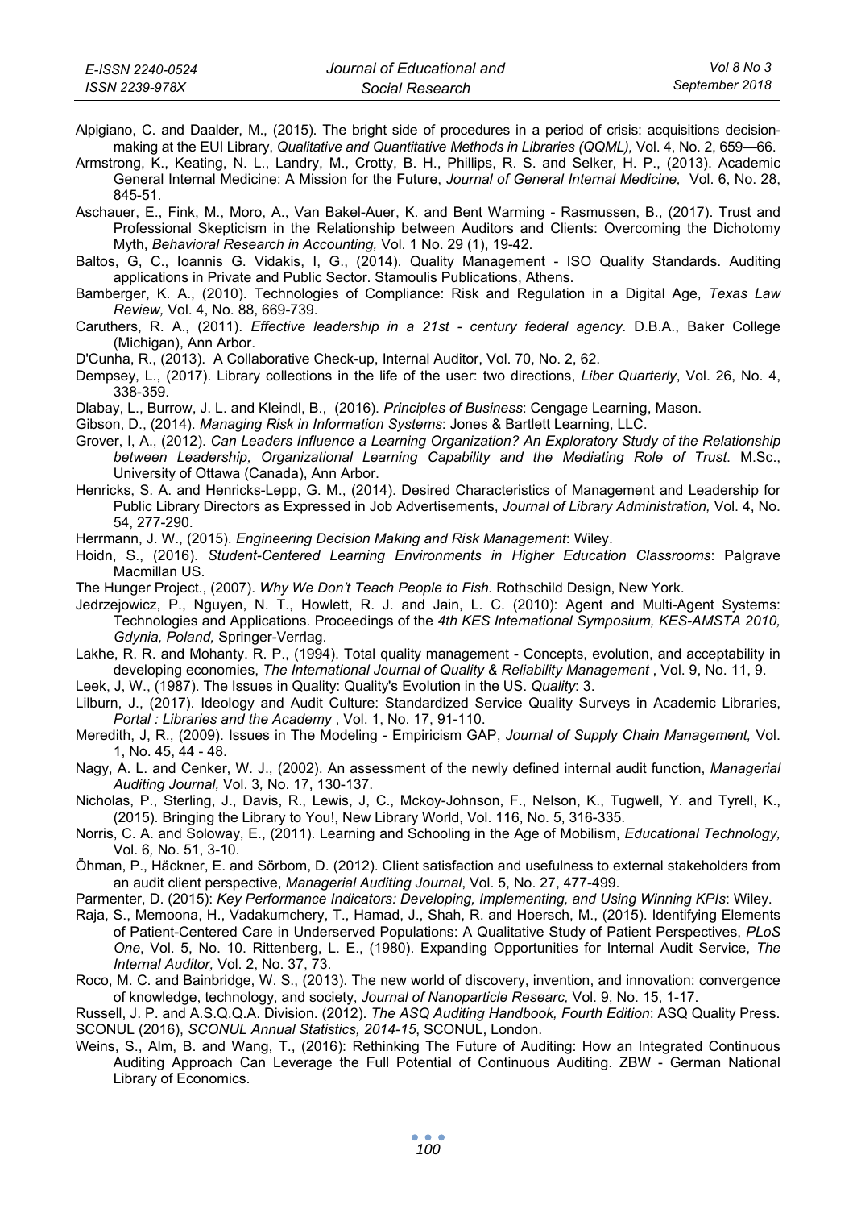Alpigiano, C. and Daalder, M., (2015). The bright side of procedures in a period of crisis: acquisitions decision-making at the EUI Library, *Qualitative and Quantitative Methods in Libraries (QQML),* Vol. 4, No. 2, 659—66.

Armstrong, K., Keating, N. L., Landry, M., Crotty, B. H., Phillips, R. S. and Selker, H. P., (2013). Academic General Internal Medicine: A Mission for the Future, *Journal of General Internal Medicine,* Vol. 6, No. 28, 845-51.

Aschauer, E., Fink, M., Moro, A., Van Bakel-Auer, K. and Bent Warming - Rasmussen, B., (2017). Trust and Professional Skepticism in the Relationship between Auditors and Clients: Overcoming the Dichotomy Myth, *Behavioral Research in Accounting,* Vol. 1 No. 29 (1), 19-42.

Baltos, G, C., Ioannis G. Vidakis, I, G., (2014). Quality Management - ISO Quality Standards. Auditing applications in Private and Public Sector. Stamoulis Publications, Athens.

Bamberger, K. A., (2010). Technologies of Compliance: Risk and Regulation in a Digital Age, *Texas Law Review,* Vol. 4, No. 88, 669-739.

Caruthers, R. A., (2011). *Effective leadership in a 21st - century federal agency*. D.B.A., Baker College (Michigan), Ann Arbor.

D'Cunha, R., (2013). A Collaborative Check-up, Internal Auditor, Vol. 70, No. 2, 62.

Dempsey, L., (2017). Library collections in the life of the user: two directions, *Liber Quarterly*, Vol. 26, No. 4, 338-359.

Dlabay, L., Burrow, J. L. and Kleindl, B., (2016). *Principles of Business*: Cengage Learning, Mason.

Gibson, D., (2014). *Managing Risk in Information Systems*: Jones & Bartlett Learning, LLC.

Grover, I, A., (2012). *Can Leaders Influence a Learning Organization? An Exploratory Study of the Relationship between Leadership, Organizational Learning Capability and the Mediating Role of Trust*. M.Sc., University of Ottawa (Canada), Ann Arbor.

Henricks, S. A. and Henricks-Lepp, G. M., (2014). Desired Characteristics of Management and Leadership for Public Library Directors as Expressed in Job Advertisements, *Journal of Library Administration,* Vol. 4, No. 54, 277-290.

Herrmann, J. W., (2015). *Engineering Decision Making and Risk Management*: Wiley.

Hoidn, S., (2016). *Student-Centered Learning Environments in Higher Education Classrooms*: Palgrave Macmillan US.

The Hunger Project., (2007). *Why We Don't Teach People to Fish.* Rothschild Design, New York.

Jedrzejowicz, P., Nguyen, N. T., Howlett, R. J. and Jain, L. C. (2010): Agent and Multi-Agent Systems: Technologies and Applications. Proceedings of the *4th KES International Symposium, KES-AMSTA 2010, Gdynia, Poland,* Springer-Verrlag.

Lakhe, R. R. and Mohanty. R. P., (1994). Total quality management - Concepts, evolution, and acceptability in developing economies, *The International Journal of Quality & Reliability Management* , Vol. 9, No. 11, 9.

Leek, J, W., (1987). The Issues in Quality: Quality's Evolution in the US. *Quality*: 3.

Lilburn, J., (2017). Ideology and Audit Culture: Standardized Service Quality Surveys in Academic Libraries, *Portal : Libraries and the Academy* , Vol. 1, No. 17, 91-110.

Meredith, J, R., (2009). Issues in The Modeling - Empiricism GAP, *Journal of Supply Chain Management,* Vol. 1, No. 45, 44 - 48.

Nagy, A. L. and Cenker, W. J., (2002). An assessment of the newly defined internal audit function, *Managerial Auditing Journal,* Vol. 3*,* No. 17, 130-137.

Nicholas, P., Sterling, J., Davis, R., Lewis, J, C., Mckoy-Johnson, F., Nelson, K., Tugwell, Y. and Tyrell, K., (2015). Bringing the Library to You!, New Library World, Vol. 116, No. 5, 316-335.

Norris, C. A. and Soloway, E., (2011). Learning and Schooling in the Age of Mobilism, *Educational Technology,* Vol. 6*,* No. 51, 3-10.

Öhman, P., Häckner, E. and Sörbom, D. (2012). Client satisfaction and usefulness to external stakeholders from an audit client perspective, *Managerial Auditing Journal*, Vol. 5, No. 27, 477-499.

Parmenter, D. (2015): *Key Performance Indicators: Developing, Implementing, and Using Winning KPIs*: Wiley.

Raja, S., Memoona, H., Vadakumchery, T., Hamad, J., Shah, R. and Hoersch, M., (2015). Identifying Elements of Patient-Centered Care in Underserved Populations: A Qualitative Study of Patient Perspectives, *PLoS One*, Vol. 5, No. 10. Rittenberg, L. E., (1980). Expanding Opportunities for Internal Audit Service, *The Internal Auditor,* Vol. 2, No. 37, 73.

Roco, M. C. and Bainbridge, W. S., (2013). The new world of discovery, invention, and innovation: convergence of knowledge, technology, and society, *Journal of Nanoparticle Researc,* Vol. 9, No. 15, 1-17.

Russell, J. P. and A.S.Q.Q.A. Division. (2012). *The ASQ Auditing Handbook, Fourth Edition*: ASQ Quality Press.

SCONUL (2016), *SCONUL Annual Statistics, 2014-15*, SCONUL, London.

Weins, S., Alm, B. and Wang, T., (2016): Rethinking The Future of Auditing: How an Integrated Continuous Auditing Approach Can Leverage the Full Potential of Continuous Auditing. ZBW - German National Library of Economics.